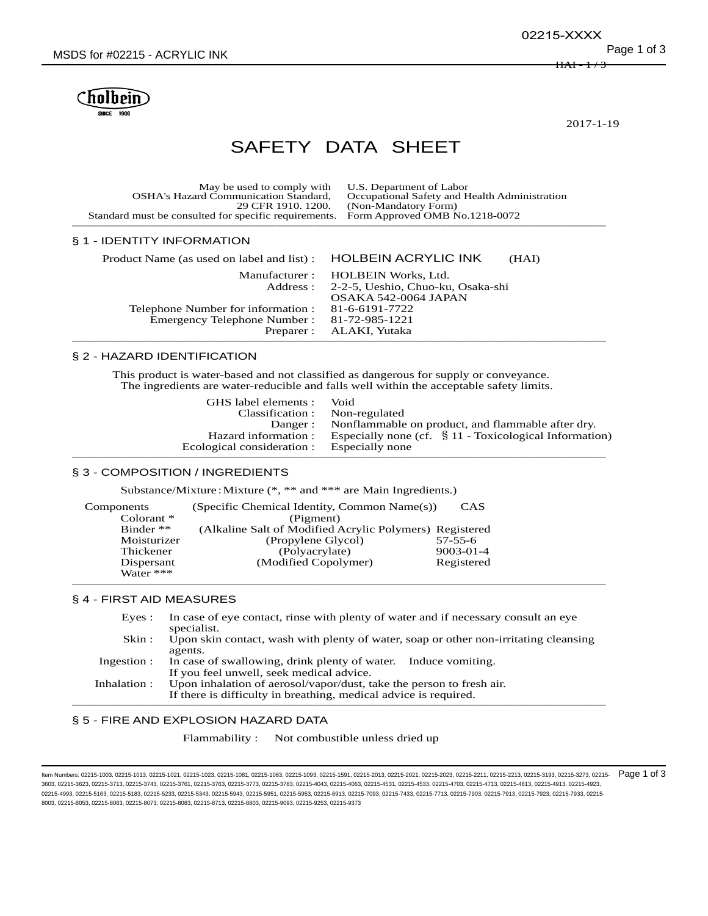holbein SINCE 1900

2017-1-19

# SAFETY DATA SHEET

May be used to comply with OSHA's Hazard Communication Standard, 29 CFR 1910. 1200. Standard must be consulted for specific requirements.

U.S. Department of Labor
Occupational Safety and Health Administration
(Non-Mandatory Form)
Form Approved OMB No.1218-0072

## § 1 - IDENTITY INFORMATION

Product Name (as used on label and list) : HOLBEIN ACRYLIC INK (HAI)

Manufacturer : HOLBEIN Works, Ltd.
Address : 2-2-5, Ueshio, Chuo-ku, Osaka-shi OSAKA 542-0064 JAPAN
Telephone Number for information : 81-6-6191-7722
Emergency Telephone Number : 81-72-985-1221
Preparer : ALAKI, Yutaka

## § 2 - HAZARD IDENTIFICATION

This product is water-based and not classified as dangerous for supply or conveyance.
The ingredients are water-reducible and falls well within the acceptable safety limits.

GHS label elements : Void
Classification : Non-regulated
Danger : Nonflammable on product, and flammable after dry.
Hazard information : Especially none (cf. § 11 - Toxicological Information)
Ecological consideration : Especially none

## § 3 - COMPOSITION / INGREDIENTS

Substance/Mixture : Mixture (*, ** and *** are Main Ingredients.)

| Components | (Specific Chemical Identity, Common Name(s)) | CAS |
|---|---|---|
| Colorant * | (Pigment) | |
| Binder ** | (Alkaline Salt of Modified Acrylic Polymers) | Registered |
| Moisturizer | (Propylene Glycol) | 57-55-6 |
| Thickener | (Polyacrylate) | 9003-01-4 |
| Dispersant | (Modified Copolymer) | Registered |
| Water *** | | |

## § 4 - FIRST AID MEASURES

Eyes : In case of eye contact, rinse with plenty of water and if necessary consult an eye specialist.
Skin : Upon skin contact, wash with plenty of water, soap or other non-irritating cleansing agents.
Ingestion : In case of swallowing, drink plenty of water. Induce vomiting. If you feel unwell, seek medical advice.
Inhalation : Upon inhalation of aerosol/vapor/dust, take the person to fresh air. If there is difficulty in breathing, medical advice is required.

## § 5 - FIRE AND EXPLOSION HAZARD DATA

Flammability : Not combustible unless dried up

Item Numbers: 02215-1003, 02215-1013, 02215-1021, 02215-1023, 02215-1081, 02215-1083, 02215-1093, 02215-1591, 02215-2013, 02215-2021, 02215-2023, 02215-2211, 02215-2213, 02215-3193, 02215-3273, 02215-3603, 02215-3623, 02215-3713, 02215-3743, 02215-3761, 02215-3763, 02215-3773, 02215-3783, 02215-4043, 02215-4063, 02215-4531, 02215-4533, 02215-4703, 02215-4713, 02215-4813, 02215-4913, 02215-4923, 02215-4993, 02215-5163, 02215-5183, 02215-5233, 02215-5343, 02215-5943, 02215-5951, 02215-5953, 02215-6913, 02215-7093, 02215-7433, 02215-7713, 02215-7903, 02215-7913, 02215-7923, 02215-7933, 02215-8003, 02215-8053, 02215-8063, 02215-8073, 02215-8083, 02215-8713, 02215-8803, 02215-9093, 02215-9253, 02215-9373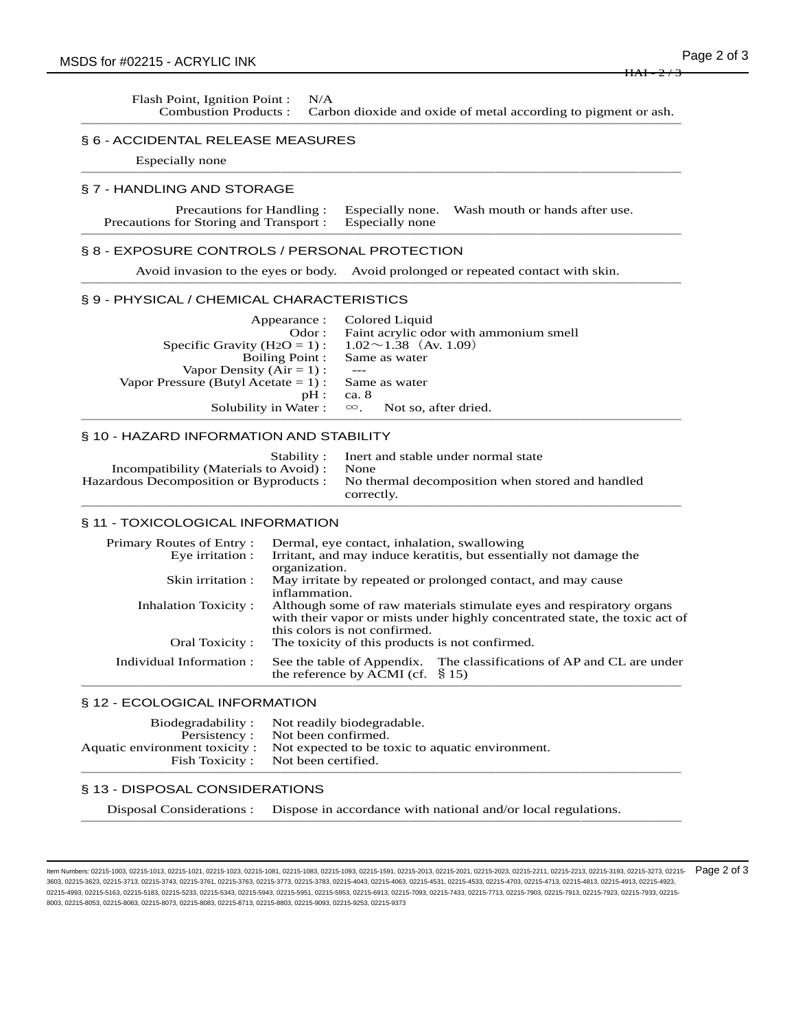Flash Point, Ignition Point : N/A
Combustion Products : Carbon dioxide and oxide of metal according to pigment or ash.

## § 6 - ACCIDENTAL RELEASE MEASURES

Especially none

## § 7 - HANDLING AND STORAGE

| | |
|---|---|
| Precautions for Handling : | Especially none. Wash mouth or hands after use. |
| Precautions for Storing and Transport : | Especially none |

## § 8 - EXPOSURE CONTROLS / PERSONAL PROTECTION

Avoid invasion to the eyes or body. Avoid prolonged or repeated contact with skin.

## § 9 - PHYSICAL / CHEMICAL CHARACTERISTICS

| | |
|---|---|
| Appearance : | Colored Liquid |
| Odor : | Faint acrylic odor with ammonium smell |
| Specific Gravity ($H_2O$ = 1) : | 1.02～1.38（Av. 1.09） |
| Boiling Point : | Same as water |
| Vapor Density (Air = 1) : | --- |
| Vapor Pressure (Butyl Acetate = 1) : | Same as water |
| pH : | ca. 8 |
| Solubility in Water : | ∞. Not so, after dried. |

## § 10 - HAZARD INFORMATION AND STABILITY

| | |
|---|---|
| Stability : | Inert and stable under normal state |
| Incompatibility (Materials to Avoid) : | None |
| Hazardous Decomposition or Byproducts : | No thermal decomposition when stored and handled correctly. |

## § 11 - TOXICOLOGICAL INFORMATION

| | |
|---|---|
| Primary Routes of Entry : | Dermal, eye contact, inhalation, swallowing |
| Eye irritation : | Irritant, and may induce keratitis, but essentially not damage the organization. |
| Skin irritation : | May irritate by repeated or prolonged contact, and may cause inflammation. |
| Inhalation Toxicity : | Although some of raw materials stimulate eyes and respiratory organs with their vapor or mists under highly concentrated state, the toxic act of this colors is not confirmed. |
| Oral Toxicity : | The toxicity of this products is not confirmed. |
| Individual Information : | See the table of Appendix. The classifications of AP and CL are under the reference by ACMI (cf. §15) |

## § 12 - ECOLOGICAL INFORMATION

| | |
|---|---|
| Biodegradability : | Not readily biodegradable. |
| Persistency : | Not been confirmed. |
| Aquatic environment toxicity : | Not expected to be toxic to aquatic environment. |
| Fish Toxicity : | Not been certified. |

## § 13 - DISPOSAL CONSIDERATIONS

Disposal Considerations : Dispose in accordance with national and/or local regulations.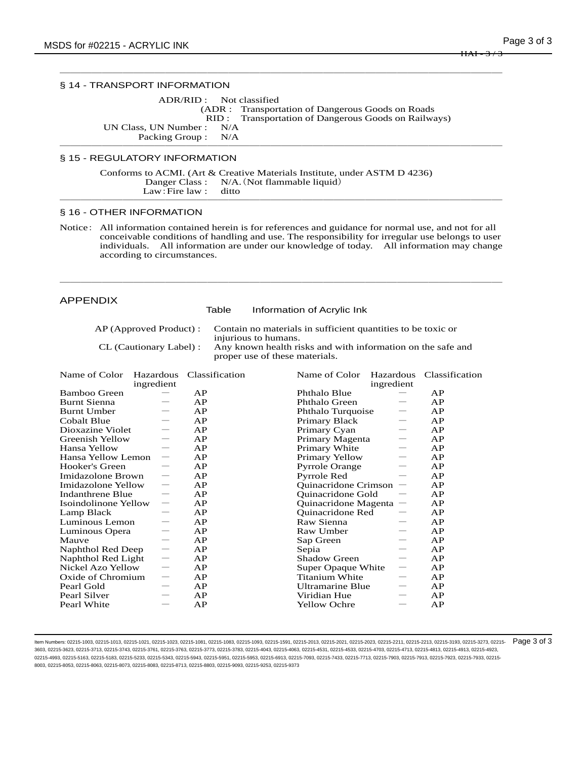## § 14 - TRANSPORT INFORMATION

ADR/RID : Not classified
(ADR : Transportation of Dangerous Goods on Roads
RID : Transportation of Dangerous Goods on Railways)
UN Class, UN Number : N/A
Packing Group : N/A

## § 15 - REGULATORY INFORMATION

Conforms to ACMI. (Art & Creative Materials Institute, under ASTM D 4236)
Danger Class : N/A.（Not flammable liquid）
Law : Fire law : ditto

## § 16 - OTHER INFORMATION

Notice : All information contained herein is for references and guidance for normal use, and not for all conceivable conditions of handling and use. The responsibility for irregular use belongs to user individuals. All information are under our knowledge of today. All information may change according to circumstances.

## APPENDIX

Table Information of Acrylic Ink

AP (Approved Product) : Contain no materials in sufficient quantities to be toxic or injurious to humans.
CL (Cautionary Label) : Any known health risks and with information on the safe and proper use of these materials.

| Name of Color | Hazardous ingredient | Classification |
|---|---|---|
| Bamboo Green | — | AP |
| Burnt Sienna | — | AP |
| Burnt Umber | — | AP |
| Cobalt Blue | — | AP |
| Dioxazine Violet | — | AP |
| Greenish Yellow | — | AP |
| Hansa Yellow | — | AP |
| Hansa Yellow Lemon | — | AP |
| Hooker's Green | — | AP |
| Imidazolone Brown | — | AP |
| Imidazolone Yellow | — | AP |
| Indanthrene Blue | — | AP |
| Isoindolinone Yellow | — | AP |
| Lamp Black | — | AP |
| Luminous Lemon | — | AP |
| Luminous Opera | — | AP |
| Mauve | — | AP |
| Naphthol Red Deep | — | AP |
| Naphthol Red Light | — | AP |
| Nickel Azo Yellow | — | AP |
| Oxide of Chromium | — | AP |
| Pearl Gold | — | AP |
| Pearl Silver | — | AP |
| Pearl White | — | AP |
| Phthalo Blue | — | AP |
| Phthalo Green | — | AP |
| Phthalo Turquoise | — | AP |
| Primary Black | — | AP |
| Primary Cyan | — | AP |
| Primary Magenta | — | AP |
| Primary White | — | AP |
| Primary Yellow | — | AP |
| Pyrrole Orange | — | AP |
| Pyrrole Red | — | AP |
| Quinacridone Crimson | — | AP |
| Quinacridone Gold | — | AP |
| Quinacridone Magenta | — | AP |
| Quinacridone Red | — | AP |
| Raw Sienna | — | AP |
| Raw Umber | — | AP |
| Sap Green | — | AP |
| Sepia | — | AP |
| Shadow Green | — | AP |
| Super Opaque White | — | AP |
| Titanium White | — | AP |
| Ultramarine Blue | — | AP |
| Viridian Hue | — | AP |
| Yellow Ochre | — | AP |

Item Numbers: 02215-1003, 02215-1013, 02215-1021, 02215-1023, 02215-1081, 02215-1083, 02215-1093, 02215-1591, 02215-2013, 02215-2021, 02215-2023, 02215-2211, 02215-2213, 02215-3193, 02215-3273, 02215-3603, 02215-3623, 02215-3713, 02215-3743, 02215-3761, 02215-3763, 02215-3773, 02215-3783, 02215-4043, 02215-4063, 02215-4531, 02215-4533, 02215-4703, 02215-4713, 02215-4813, 02215-4913, 02215-4923, 02215-4993, 02215-5163, 02215-5183, 02215-5233, 02215-5343, 02215-5943, 02215-5951, 02215-5953, 02215-6913, 02215-7093, 02215-7433, 02215-7713, 02215-7903, 02215-7913, 02215-7923, 02215-7933, 02215-8003, 02215-8053, 02215-8063, 02215-8073, 02215-8083, 02215-8713, 02215-8803, 02215-9093, 02215-9253, 02215-9373